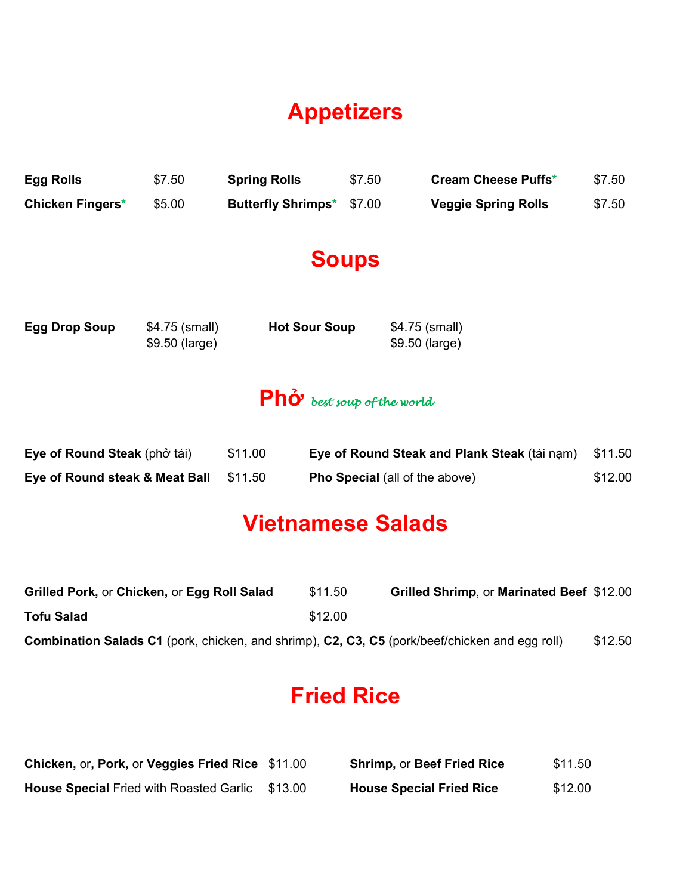# Appetizers

| | | | | | |
|---|---|---|---|---|---|
| **Egg Rolls** | $7.50 | **Spring Rolls** | $7.50 | **Cream Cheese Puffs*** | $7.50 |
| **Chicken Fingers*** | $5.00 | **Butterfly Shrimps*** | $7.00 | **Veggie Spring Rolls** | $7.50 |

# Soups

| | | | |
|---|---|---|---|
| **Egg Drop Soup** | $4.75 (small)<br>$9.50 (large) | **Hot Sour Soup** | $4.75 (small)<br>$9.50 (large) |

# Phở *best soup of the world*

| | | | |
|---|---|---|---|
| **Eye of Round Steak** (phở tái) | $11.00 | **Eye of Round Steak and Plank Steak** (tái nạm) | $11.50 |
| **Eye of Round steak & Meat Ball** | $11.50 | **Pho Special** (all of the above) | $12.00 |

# Vietnamese Salads

**Grilled Pork,** or **Chicken,** or **Egg Roll Salad** $11.50

**Grilled Shrimp**, or **Marinated Beef** $12.00

**Tofu Salad** $12.00

**Combination Salads C1** (pork, chicken, and shrimp), **C2, C3, C5** (pork/beef/chicken and egg roll) $12.50

# Fried Rice

| | | | |
|---|---|---|---|
| **Chicken,** or**, Pork,** or **Veggies Fried Rice** | $11.00 | **Shrimp,** or **Beef Fried Rice** | $11.50 |
| **House Special** Fried with Roasted Garlic | $13.00 | **House Special Fried Rice** | $12.00 |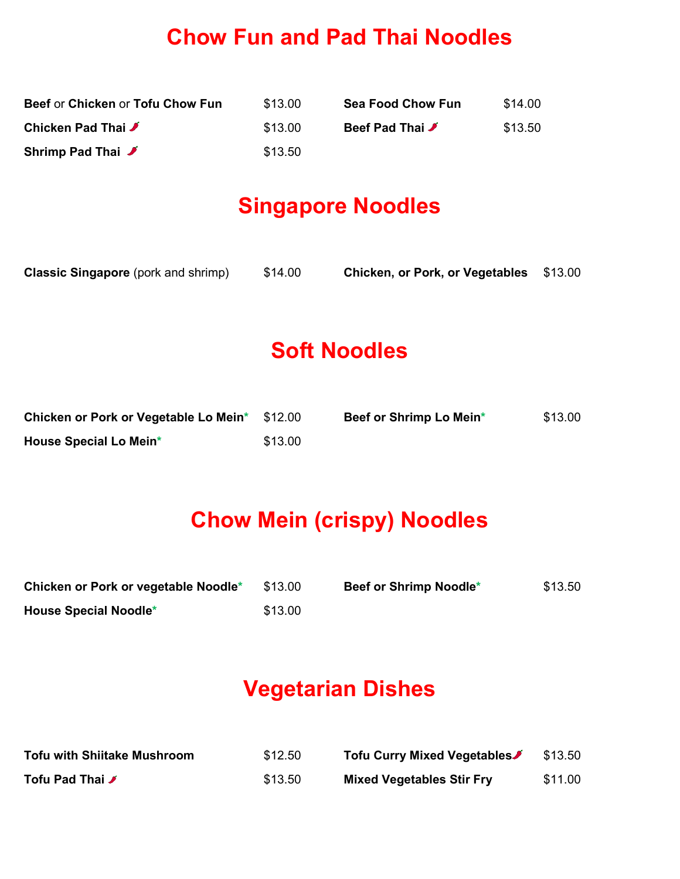# Chow Fun and Pad Thai Noodles

**Beef** or **Chicken** or **Tofu Chow Fun** $13.00

**Chicken Pad Thai** 🌶 $13.00

**Shrimp Pad Thai** 🌶 $13.50

**Sea Food Chow Fun** $14.00

**Beef Pad Thai** 🌶 $13.50

# Singapore Noodles

**Classic Singapore** (pork and shrimp) $14.00

**Chicken, or Pork, or Vegetables** $13.00

# Soft Noodles

**Chicken or Pork or Vegetable Lo Mein*** $12.00

**House Special Lo Mein*** $13.00

**Beef or Shrimp Lo Mein*** $13.00

# Chow Mein (crispy) Noodles

**Chicken or Pork or vegetable Noodle*** $13.00

**House Special Noodle*** $13.00

**Beef or Shrimp Noodle*** $13.50

# Vegetarian Dishes

**Tofu with Shiitake Mushroom** $12.50

**Tofu Pad Thai** 🌶 $13.50

**Tofu Curry Mixed Vegetables** 🌶 $13.50

**Mixed Vegetables Stir Fry** $11.00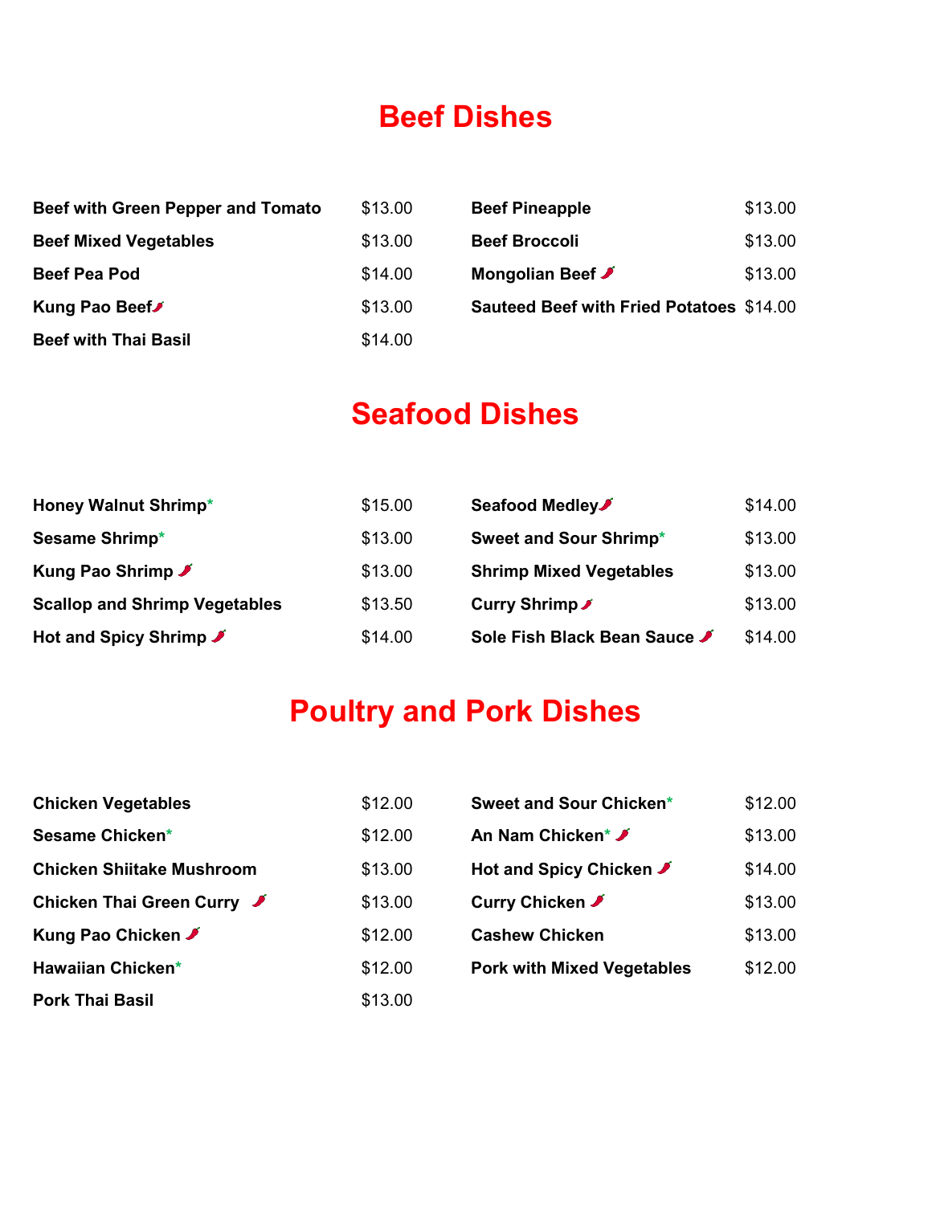# Beef Dishes

| Item | Price |
|---|---|
| **Beef with Green Pepper and Tomato** | $13.00 |
| **Beef Mixed Vegetables** | $13.00 |
| **Beef Pea Pod** | $14.00 |
| **Kung Pao Beef** 🌶 | $13.00 |
| **Beef with Thai Basil** | $14.00 |
| **Beef Pineapple** | $13.00 |
| **Beef Broccoli** | $13.00 |
| **Mongolian Beef** 🌶 | $13.00 |
| **Sauteed Beef with Fried Potatoes** | $14.00 |

# Seafood Dishes

| Item | Price |
|---|---|
| **Honey Walnut Shrimp*** | $15.00 |
| **Sesame Shrimp*** | $13.00 |
| **Kung Pao Shrimp** 🌶 | $13.00 |
| **Scallop and Shrimp Vegetables** | $13.50 |
| **Hot and Spicy Shrimp** 🌶 | $14.00 |
| **Seafood Medley** 🌶 | $14.00 |
| **Sweet and Sour Shrimp*** | $13.00 |
| **Shrimp Mixed Vegetables** | $13.00 |
| **Curry Shrimp** 🌶 | $13.00 |
| **Sole Fish Black Bean Sauce** 🌶 | $14.00 |

# Poultry and Pork Dishes

| Item | Price |
|---|---|
| **Chicken Vegetables** | $12.00 |
| **Sesame Chicken*** | $12.00 |
| **Chicken Shiitake Mushroom** | $13.00 |
| **Chicken Thai Green Curry** 🌶 | $13.00 |
| **Kung Pao Chicken** 🌶 | $12.00 |
| **Hawaiian Chicken*** | $12.00 |
| **Pork Thai Basil** | $13.00 |
| **Sweet and Sour Chicken*** | $12.00 |
| **An Nam Chicken*** 🌶 | $13.00 |
| **Hot and Spicy Chicken** 🌶 | $14.00 |
| **Curry Chicken** 🌶 | $13.00 |
| **Cashew Chicken** | $13.00 |
| **Pork with Mixed Vegetables** | $12.00 |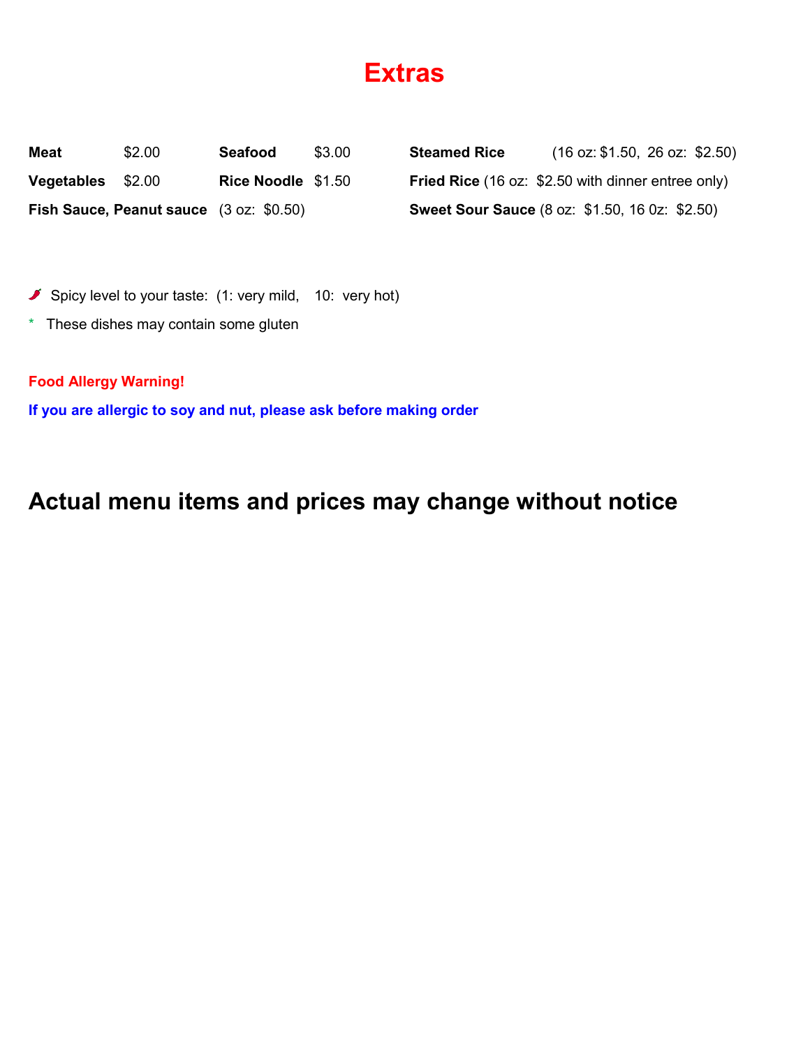# Extras

| | | | | | |
|---|---|---|---|---|---|
| **Meat** | $2.00 | **Seafood** | $3.00 | **Steamed Rice** | (16 oz: $1.50, 26 oz: $2.50) |
| **Vegetables** | $2.00 | **Rice Noodle** | $1.50 | **Fried Rice** (16 oz: $2.50 with dinner entree only) | |
| **Fish Sauce, Peanut sauce** (3 oz: $0.50) | | | | **Sweet Sour Sauce** (8 oz: $1.50, 16 0z: $2.50) | |

🌶 Spicy level to your taste: (1: very mild, 10: very hot)

* These dishes may contain some gluten

**Food Allergy Warning!**

**If you are allergic to soy and nut, please ask before making order**

## Actual menu items and prices may change without notice